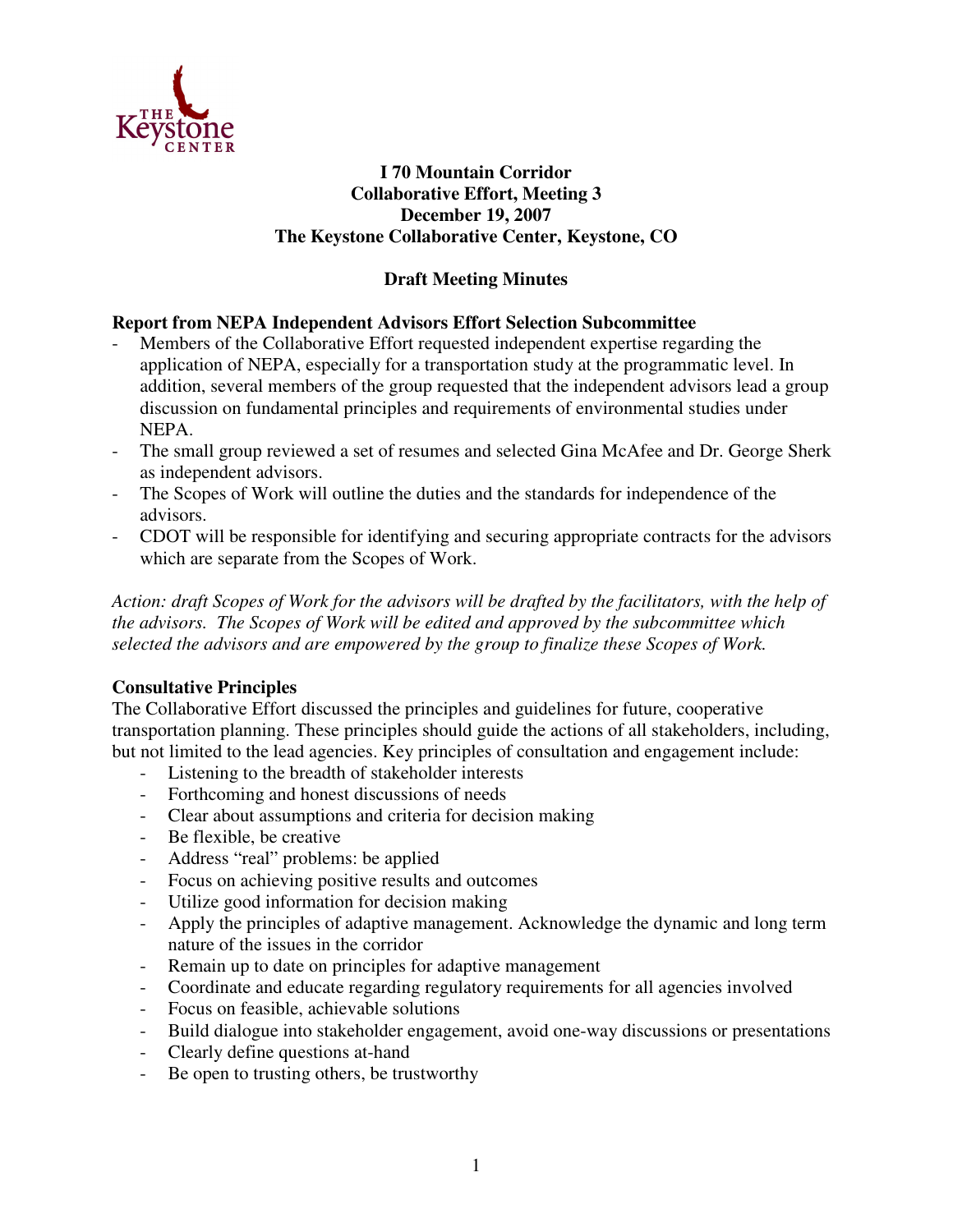**I 70 Mountain Corridor**
**Collaborative Effort, Meeting 3**
**December 19, 2007**
**The Keystone Collaborative Center, Keystone, CO**

## Draft Meeting Minutes

### Report from NEPA Independent Advisors Effort Selection Subcommittee

- Members of the Collaborative Effort requested independent expertise regarding the application of NEPA, especially for a transportation study at the programmatic level. In addition, several members of the group requested that the independent advisors lead a group discussion on fundamental principles and requirements of environmental studies under NEPA.
- The small group reviewed a set of resumes and selected Gina McAfee and Dr. George Sherk as independent advisors.
- The Scopes of Work will outline the duties and the standards for independence of the advisors.
- CDOT will be responsible for identifying and securing appropriate contracts for the advisors which are separate from the Scopes of Work.

*Action: draft Scopes of Work for the advisors will be drafted by the facilitators, with the help of the advisors. The Scopes of Work will be edited and approved by the subcommittee which selected the advisors and are empowered by the group to finalize these Scopes of Work.*

### Consultative Principles

The Collaborative Effort discussed the principles and guidelines for future, cooperative transportation planning. These principles should guide the actions of all stakeholders, including, but not limited to the lead agencies. Key principles of consultation and engagement include:

- Listening to the breadth of stakeholder interests
- Forthcoming and honest discussions of needs
- Clear about assumptions and criteria for decision making
- Be flexible, be creative
- Address "real" problems: be applied
- Focus on achieving positive results and outcomes
- Utilize good information for decision making
- Apply the principles of adaptive management. Acknowledge the dynamic and long term nature of the issues in the corridor
- Remain up to date on principles for adaptive management
- Coordinate and educate regarding regulatory requirements for all agencies involved
- Focus on feasible, achievable solutions
- Build dialogue into stakeholder engagement, avoid one-way discussions or presentations
- Clearly define questions at-hand
- Be open to trusting others, be trustworthy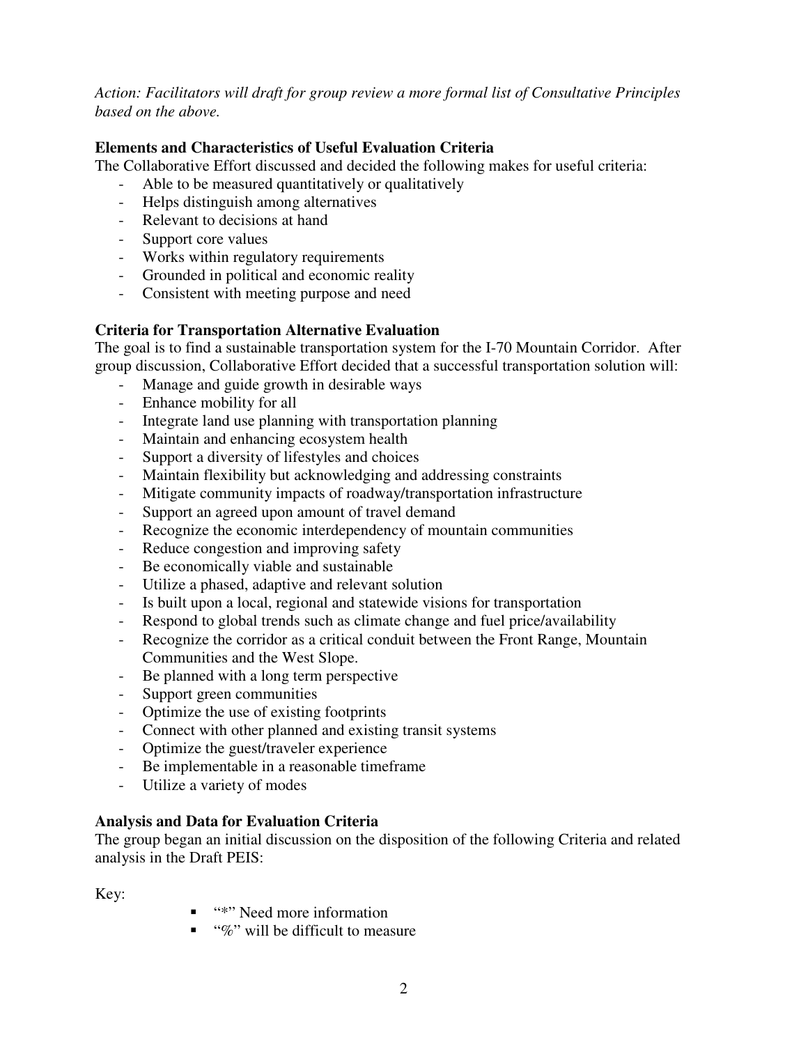*Action: Facilitators will draft for group review a more formal list of Consultative Principles based on the above.*

**Elements and Characteristics of Useful Evaluation Criteria**

The Collaborative Effort discussed and decided the following makes for useful criteria:

- Able to be measured quantitatively or qualitatively
- Helps distinguish among alternatives
- Relevant to decisions at hand
- Support core values
- Works within regulatory requirements
- Grounded in political and economic reality
- Consistent with meeting purpose and need

**Criteria for Transportation Alternative Evaluation**

The goal is to find a sustainable transportation system for the I-70 Mountain Corridor. After group discussion, Collaborative Effort decided that a successful transportation solution will:

- Manage and guide growth in desirable ways
- Enhance mobility for all
- Integrate land use planning with transportation planning
- Maintain and enhancing ecosystem health
- Support a diversity of lifestyles and choices
- Maintain flexibility but acknowledging and addressing constraints
- Mitigate community impacts of roadway/transportation infrastructure
- Support an agreed upon amount of travel demand
- Recognize the economic interdependency of mountain communities
- Reduce congestion and improving safety
- Be economically viable and sustainable
- Utilize a phased, adaptive and relevant solution
- Is built upon a local, regional and statewide visions for transportation
- Respond to global trends such as climate change and fuel price/availability
- Recognize the corridor as a critical conduit between the Front Range, Mountain Communities and the West Slope.
- Be planned with a long term perspective
- Support green communities
- Optimize the use of existing footprints
- Connect with other planned and existing transit systems
- Optimize the guest/traveler experience
- Be implementable in a reasonable timeframe
- Utilize a variety of modes

**Analysis and Data for Evaluation Criteria**

The group began an initial discussion on the disposition of the following Criteria and related analysis in the Draft PEIS:

Key:

- "*" Need more information
- "%" will be difficult to measure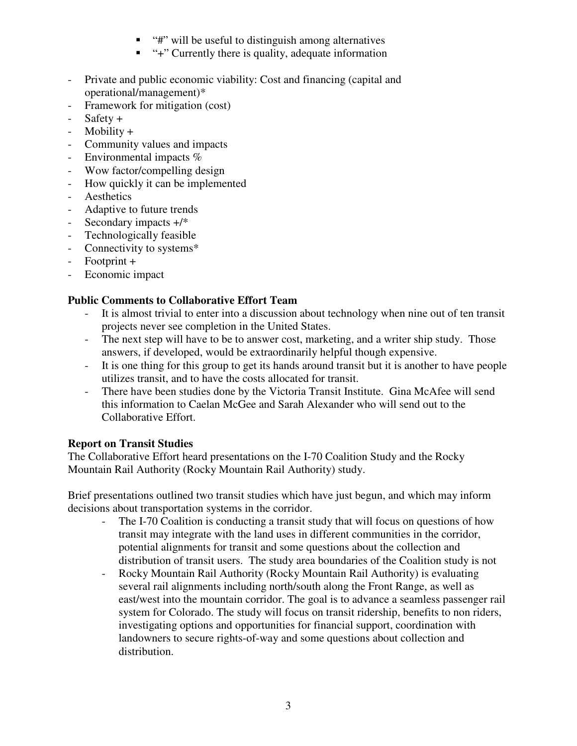- "#" will be useful to distinguish among alternatives
  - "+" Currently there is quality, adequate information

- Private and public economic viability: Cost and financing (capital and operational/management)*
- Framework for mitigation (cost)
- Safety +
- Mobility +
- Community values and impacts
- Environmental impacts %
- Wow factor/compelling design
- How quickly it can be implemented
- Aesthetics
- Adaptive to future trends
- Secondary impacts +/*
- Technologically feasible
- Connectivity to systems*
- Footprint +
- Economic impact

**Public Comments to Collaborative Effort Team**

- It is almost trivial to enter into a discussion about technology when nine out of ten transit projects never see completion in the United States.
- The next step will have to be to answer cost, marketing, and a writer ship study. Those answers, if developed, would be extraordinarily helpful though expensive.
- It is one thing for this group to get its hands around transit but it is another to have people utilizes transit, and to have the costs allocated for transit.
- There have been studies done by the Victoria Transit Institute. Gina McAfee will send this information to Caelan McGee and Sarah Alexander who will send out to the Collaborative Effort.

**Report on Transit Studies**

The Collaborative Effort heard presentations on the I-70 Coalition Study and the Rocky Mountain Rail Authority (Rocky Mountain Rail Authority) study.

Brief presentations outlined two transit studies which have just begun, and which may inform decisions about transportation systems in the corridor.

- The I-70 Coalition is conducting a transit study that will focus on questions of how transit may integrate with the land uses in different communities in the corridor, potential alignments for transit and some questions about the collection and distribution of transit users. The study area boundaries of the Coalition study is not
- Rocky Mountain Rail Authority (Rocky Mountain Rail Authority) is evaluating several rail alignments including north/south along the Front Range, as well as east/west into the mountain corridor. The goal is to advance a seamless passenger rail system for Colorado. The study will focus on transit ridership, benefits to non riders, investigating options and opportunities for financial support, coordination with landowners to secure rights-of-way and some questions about collection and distribution.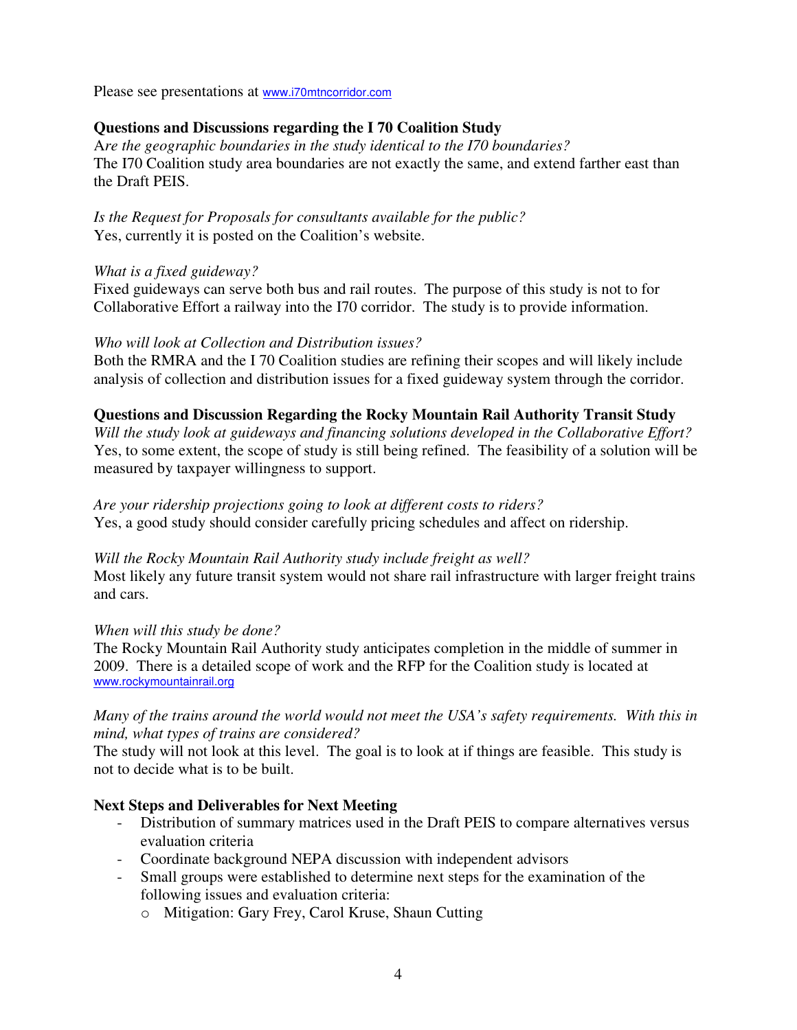Please see presentations at www.i70mtncorridor.com

**Questions and Discussions regarding the I 70 Coalition Study**

*Are the geographic boundaries in the study identical to the I70 boundaries?*
The I70 Coalition study area boundaries are not exactly the same, and extend farther east than the Draft PEIS.

*Is the Request for Proposals for consultants available for the public?*
Yes, currently it is posted on the Coalition's website.

*What is a fixed guideway?*
Fixed guideways can serve both bus and rail routes. The purpose of this study is not to for Collaborative Effort a railway into the I70 corridor. The study is to provide information.

*Who will look at Collection and Distribution issues?*
Both the RMRA and the I 70 Coalition studies are refining their scopes and will likely include analysis of collection and distribution issues for a fixed guideway system through the corridor.

**Questions and Discussion Regarding the Rocky Mountain Rail Authority Transit Study**

*Will the study look at guideways and financing solutions developed in the Collaborative Effort?*
Yes, to some extent, the scope of study is still being refined. The feasibility of a solution will be measured by taxpayer willingness to support.

*Are your ridership projections going to look at different costs to riders?*
Yes, a good study should consider carefully pricing schedules and affect on ridership.

*Will the Rocky Mountain Rail Authority study include freight as well?*
Most likely any future transit system would not share rail infrastructure with larger freight trains and cars.

*When will this study be done?*
The Rocky Mountain Rail Authority study anticipates completion in the middle of summer in 2009. There is a detailed scope of work and the RFP for the Coalition study is located at www.rockymountainrail.org

*Many of the trains around the world would not meet the USA's safety requirements. With this in mind, what types of trains are considered?*
The study will not look at this level. The goal is to look at if things are feasible. This study is not to decide what is to be built.

**Next Steps and Deliverables for Next Meeting**

- Distribution of summary matrices used in the Draft PEIS to compare alternatives versus evaluation criteria
- Coordinate background NEPA discussion with independent advisors
- Small groups were established to determine next steps for the examination of the following issues and evaluation criteria:
  - Mitigation: Gary Frey, Carol Kruse, Shaun Cutting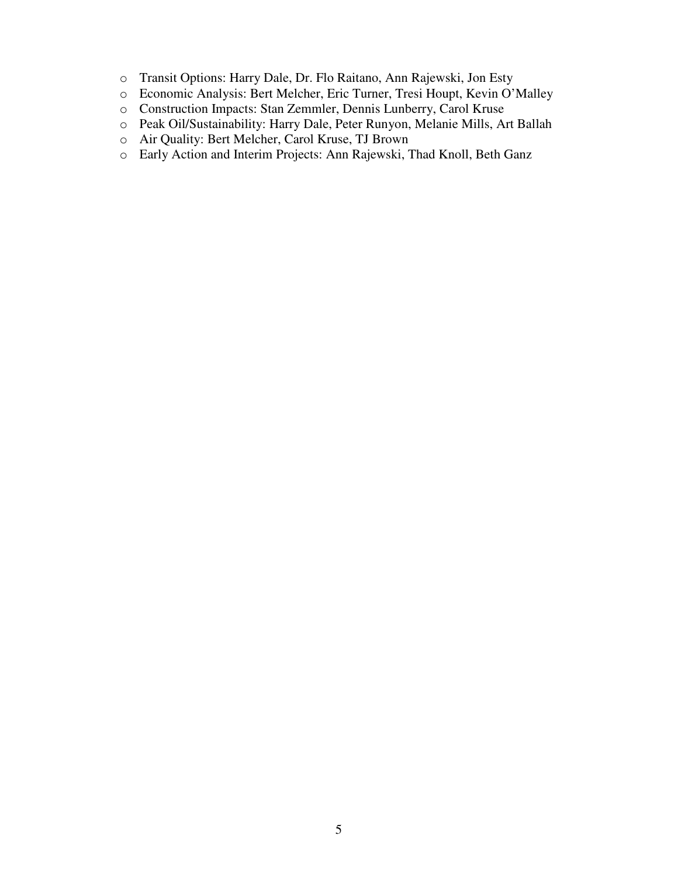- Transit Options: Harry Dale, Dr. Flo Raitano, Ann Rajewski, Jon Esty
- Economic Analysis: Bert Melcher, Eric Turner, Tresi Houpt, Kevin O'Malley
- Construction Impacts: Stan Zemmler, Dennis Lunberry, Carol Kruse
- Peak Oil/Sustainability: Harry Dale, Peter Runyon, Melanie Mills, Art Ballah
- Air Quality: Bert Melcher, Carol Kruse, TJ Brown
- Early Action and Interim Projects: Ann Rajewski, Thad Knoll, Beth Ganz